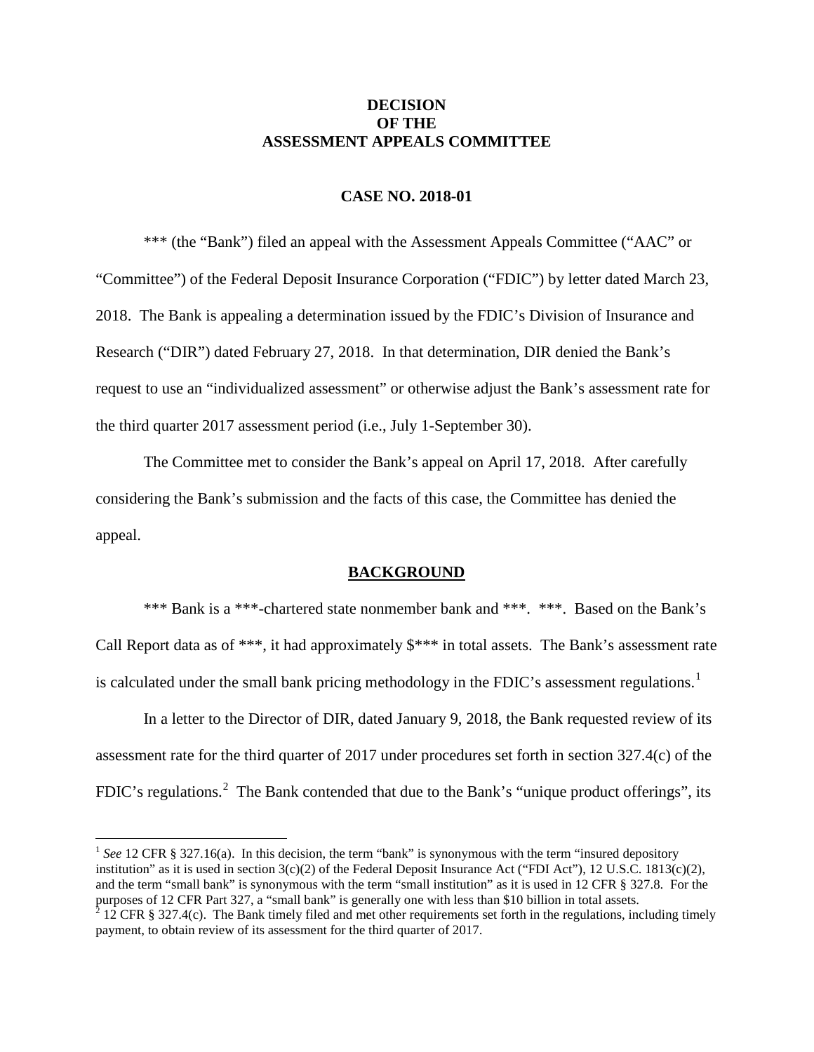# DECISION
# OF THE
# ASSESSMENT APPEALS COMMITTEE

## CASE NO. 2018-01

*** (the "Bank") filed an appeal with the Assessment Appeals Committee ("AAC" or "Committee") of the Federal Deposit Insurance Corporation ("FDIC") by letter dated March 23, 2018. The Bank is appealing a determination issued by the FDIC's Division of Insurance and Research ("DIR") dated February 27, 2018. In that determination, DIR denied the Bank's request to use an "individualized assessment" or otherwise adjust the Bank's assessment rate for the third quarter 2017 assessment period (i.e., July 1-September 30).

The Committee met to consider the Bank's appeal on April 17, 2018. After carefully considering the Bank's submission and the facts of this case, the Committee has denied the appeal.

### BACKGROUND

*** Bank is a ***-chartered state nonmember bank and ***. ***. Based on the Bank's Call Report data as of ***, it had approximately $*** in total assets. The Bank's assessment rate is calculated under the small bank pricing methodology in the FDIC's assessment regulations.[1]

In a letter to the Director of DIR, dated January 9, 2018, the Bank requested review of its assessment rate for the third quarter of 2017 under procedures set forth in section 327.4(c) of the FDIC's regulations.[2] The Bank contended that due to the Bank's "unique product offerings", its

---

[1] *See* 12 CFR § 327.16(a). In this decision, the term "bank" is synonymous with the term "insured depository institution" as it is used in section 3(c)(2) of the Federal Deposit Insurance Act ("FDI Act"), 12 U.S.C. 1813(c)(2), and the term "small bank" is synonymous with the term "small institution" as it is used in 12 CFR § 327.8. For the purposes of 12 CFR Part 327, a "small bank" is generally one with less than $10 billion in total assets.

[2] 12 CFR § 327.4(c). The Bank timely filed and met other requirements set forth in the regulations, including timely payment, to obtain review of its assessment for the third quarter of 2017.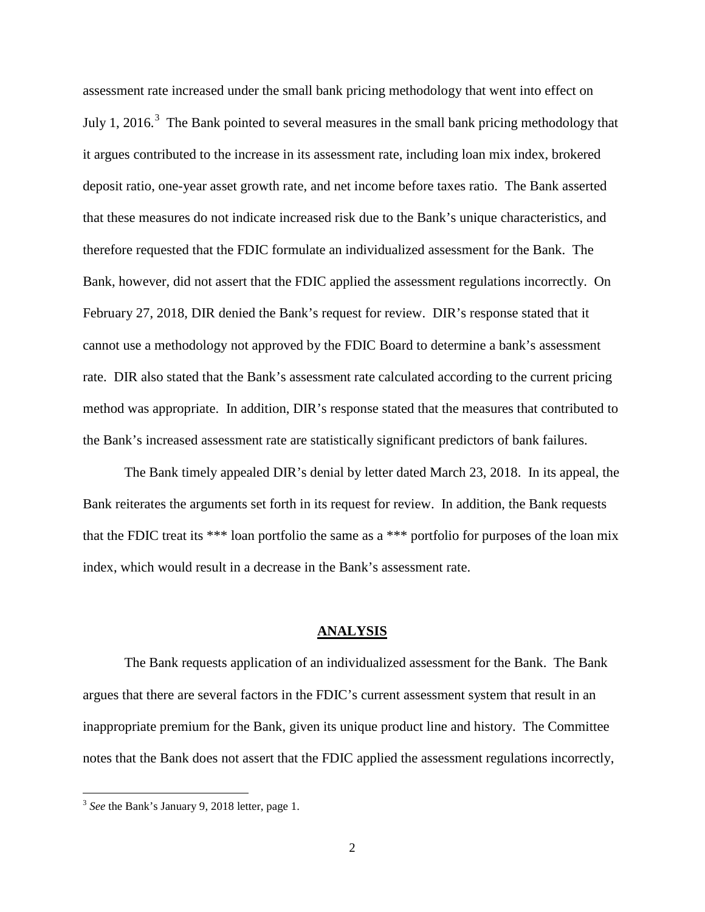assessment rate increased under the small bank pricing methodology that went into effect on July 1, 2016.[3] The Bank pointed to several measures in the small bank pricing methodology that it argues contributed to the increase in its assessment rate, including loan mix index, brokered deposit ratio, one-year asset growth rate, and net income before taxes ratio. The Bank asserted that these measures do not indicate increased risk due to the Bank's unique characteristics, and therefore requested that the FDIC formulate an individualized assessment for the Bank. The Bank, however, did not assert that the FDIC applied the assessment regulations incorrectly. On February 27, 2018, DIR denied the Bank's request for review. DIR's response stated that it cannot use a methodology not approved by the FDIC Board to determine a bank's assessment rate. DIR also stated that the Bank's assessment rate calculated according to the current pricing method was appropriate. In addition, DIR's response stated that the measures that contributed to the Bank's increased assessment rate are statistically significant predictors of bank failures.

The Bank timely appealed DIR's denial by letter dated March 23, 2018. In its appeal, the Bank reiterates the arguments set forth in its request for review. In addition, the Bank requests that the FDIC treat its *** loan portfolio the same as a *** portfolio for purposes of the loan mix index, which would result in a decrease in the Bank's assessment rate.

## ANALYSIS

The Bank requests application of an individualized assessment for the Bank. The Bank argues that there are several factors in the FDIC's current assessment system that result in an inappropriate premium for the Bank, given its unique product line and history. The Committee notes that the Bank does not assert that the FDIC applied the assessment regulations incorrectly,

[3] *See* the Bank's January 9, 2018 letter, page 1.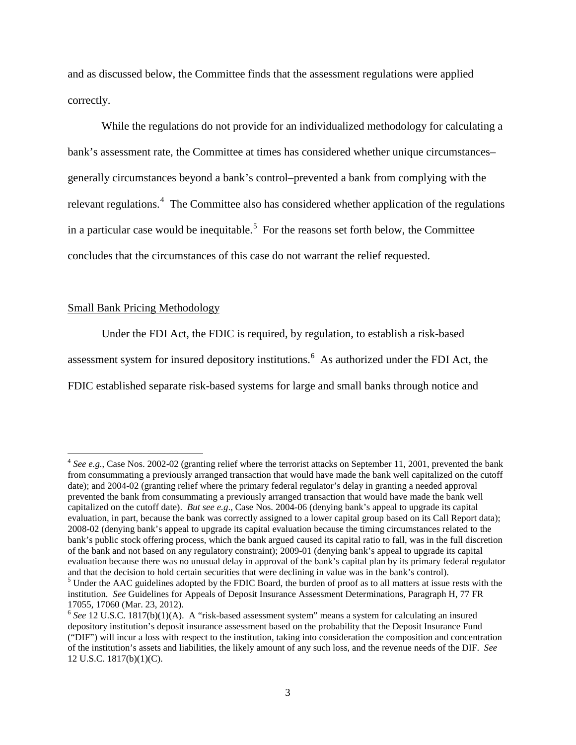and as discussed below, the Committee finds that the assessment regulations were applied correctly.

While the regulations do not provide for an individualized methodology for calculating a bank's assessment rate, the Committee at times has considered whether unique circumstances–generally circumstances beyond a bank's control–prevented a bank from complying with the relevant regulations.[4] The Committee also has considered whether application of the regulations in a particular case would be inequitable.[5] For the reasons set forth below, the Committee concludes that the circumstances of this case do not warrant the relief requested.

<u>Small Bank Pricing Methodology</u>

Under the FDI Act, the FDIC is required, by regulation, to establish a risk-based assessment system for insured depository institutions.[6] As authorized under the FDI Act, the FDIC established separate risk-based systems for large and small banks through notice and

---

[4] *See e.g.*, Case Nos. 2002-02 (granting relief where the terrorist attacks on September 11, 2001, prevented the bank from consummating a previously arranged transaction that would have made the bank well capitalized on the cutoff date); and 2004-02 (granting relief where the primary federal regulator's delay in granting a needed approval prevented the bank from consummating a previously arranged transaction that would have made the bank well capitalized on the cutoff date). *But see e.g*., Case Nos. 2004-06 (denying bank's appeal to upgrade its capital evaluation, in part, because the bank was correctly assigned to a lower capital group based on its Call Report data); 2008-02 (denying bank's appeal to upgrade its capital evaluation because the timing circumstances related to the bank's public stock offering process, which the bank argued caused its capital ratio to fall, was in the full discretion of the bank and not based on any regulatory constraint); 2009-01 (denying bank's appeal to upgrade its capital evaluation because there was no unusual delay in approval of the bank's capital plan by its primary federal regulator and that the decision to hold certain securities that were declining in value was in the bank's control).

[5] Under the AAC guidelines adopted by the FDIC Board, the burden of proof as to all matters at issue rests with the institution. *See* Guidelines for Appeals of Deposit Insurance Assessment Determinations, Paragraph H, 77 FR 17055, 17060 (Mar. 23, 2012).

[6] *See* 12 U.S.C. 1817(b)(1)(A). A "risk-based assessment system" means a system for calculating an insured depository institution's deposit insurance assessment based on the probability that the Deposit Insurance Fund ("DIF") will incur a loss with respect to the institution, taking into consideration the composition and concentration of the institution's assets and liabilities, the likely amount of any such loss, and the revenue needs of the DIF. *See* 12 U.S.C. 1817(b)(1)(C).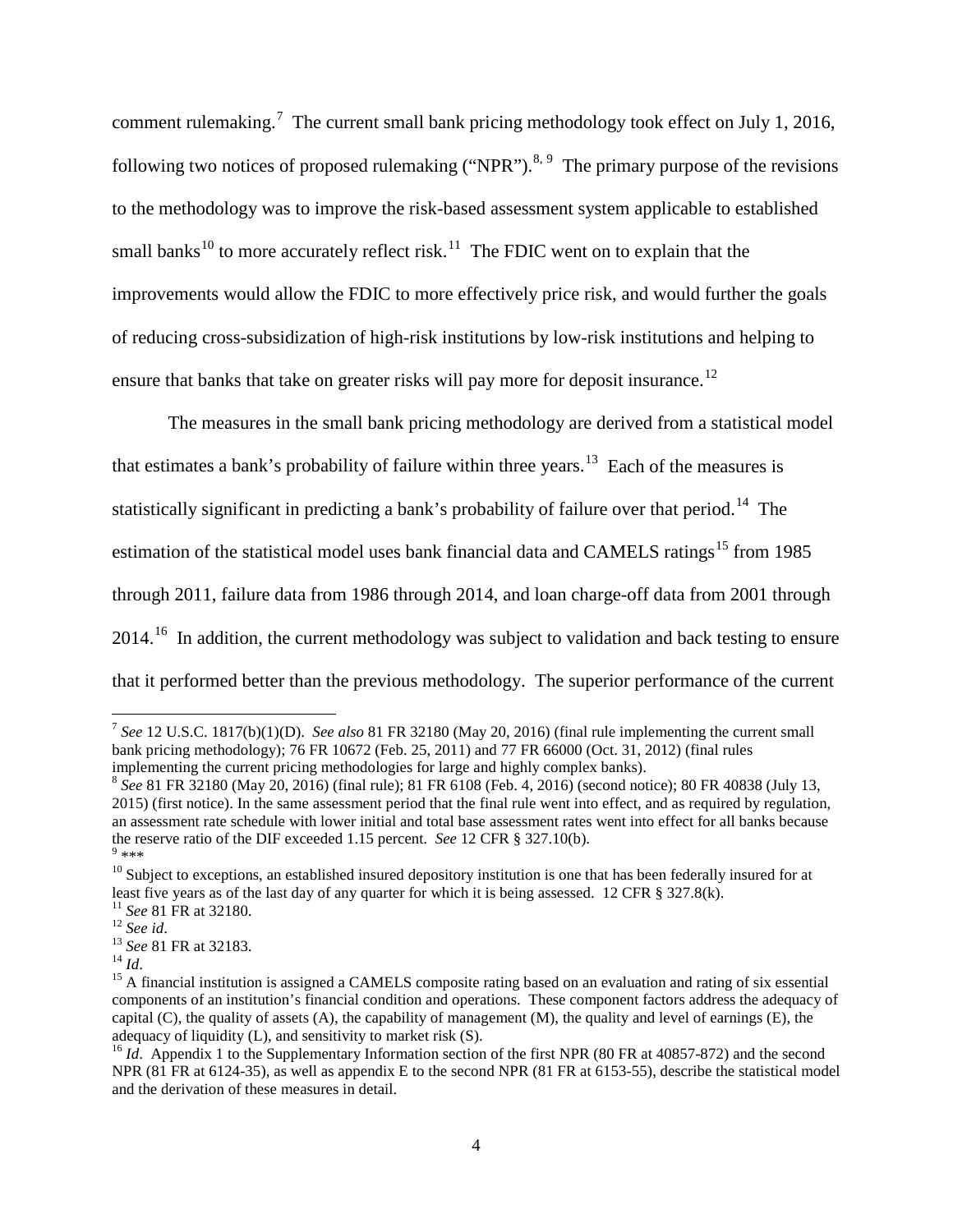comment rulemaking.[7] The current small bank pricing methodology took effect on July 1, 2016, following two notices of proposed rulemaking ("NPR").[8, 9] The primary purpose of the revisions to the methodology was to improve the risk-based assessment system applicable to established small banks[10] to more accurately reflect risk.[11] The FDIC went on to explain that the improvements would allow the FDIC to more effectively price risk, and would further the goals of reducing cross-subsidization of high-risk institutions by low-risk institutions and helping to ensure that banks that take on greater risks will pay more for deposit insurance.[12]

The measures in the small bank pricing methodology are derived from a statistical model that estimates a bank's probability of failure within three years.[13] Each of the measures is statistically significant in predicting a bank's probability of failure over that period.[14] The estimation of the statistical model uses bank financial data and CAMELS ratings[15] from 1985 through 2011, failure data from 1986 through 2014, and loan charge-off data from 2001 through 2014.[16] In addition, the current methodology was subject to validation and back testing to ensure that it performed better than the previous methodology. The superior performance of the current

---

[7] *See* 12 U.S.C. 1817(b)(1)(D). *See also* 81 FR 32180 (May 20, 2016) (final rule implementing the current small bank pricing methodology); 76 FR 10672 (Feb. 25, 2011) and 77 FR 66000 (Oct. 31, 2012) (final rules implementing the current pricing methodologies for large and highly complex banks).

[8] *See* 81 FR 32180 (May 20, 2016) (final rule); 81 FR 6108 (Feb. 4, 2016) (second notice); 80 FR 40838 (July 13, 2015) (first notice). In the same assessment period that the final rule went into effect, and as required by regulation, an assessment rate schedule with lower initial and total base assessment rates went into effect for all banks because the reserve ratio of the DIF exceeded 1.15 percent. *See* 12 CFR § 327.10(b).

[9] ***

[10] Subject to exceptions, an established insured depository institution is one that has been federally insured for at least five years as of the last day of any quarter for which it is being assessed. 12 CFR § 327.8(k).

[11] *See* 81 FR at 32180.

[12] *See id*.

[13] *See* 81 FR at 32183.

[14] *Id*.

[15] A financial institution is assigned a CAMELS composite rating based on an evaluation and rating of six essential components of an institution's financial condition and operations. These component factors address the adequacy of capital (C), the quality of assets (A), the capability of management (M), the quality and level of earnings (E), the adequacy of liquidity (L), and sensitivity to market risk (S).

[16] *Id*. Appendix 1 to the Supplementary Information section of the first NPR (80 FR at 40857-872) and the second NPR (81 FR at 6124-35), as well as appendix E to the second NPR (81 FR at 6153-55), describe the statistical model and the derivation of these measures in detail.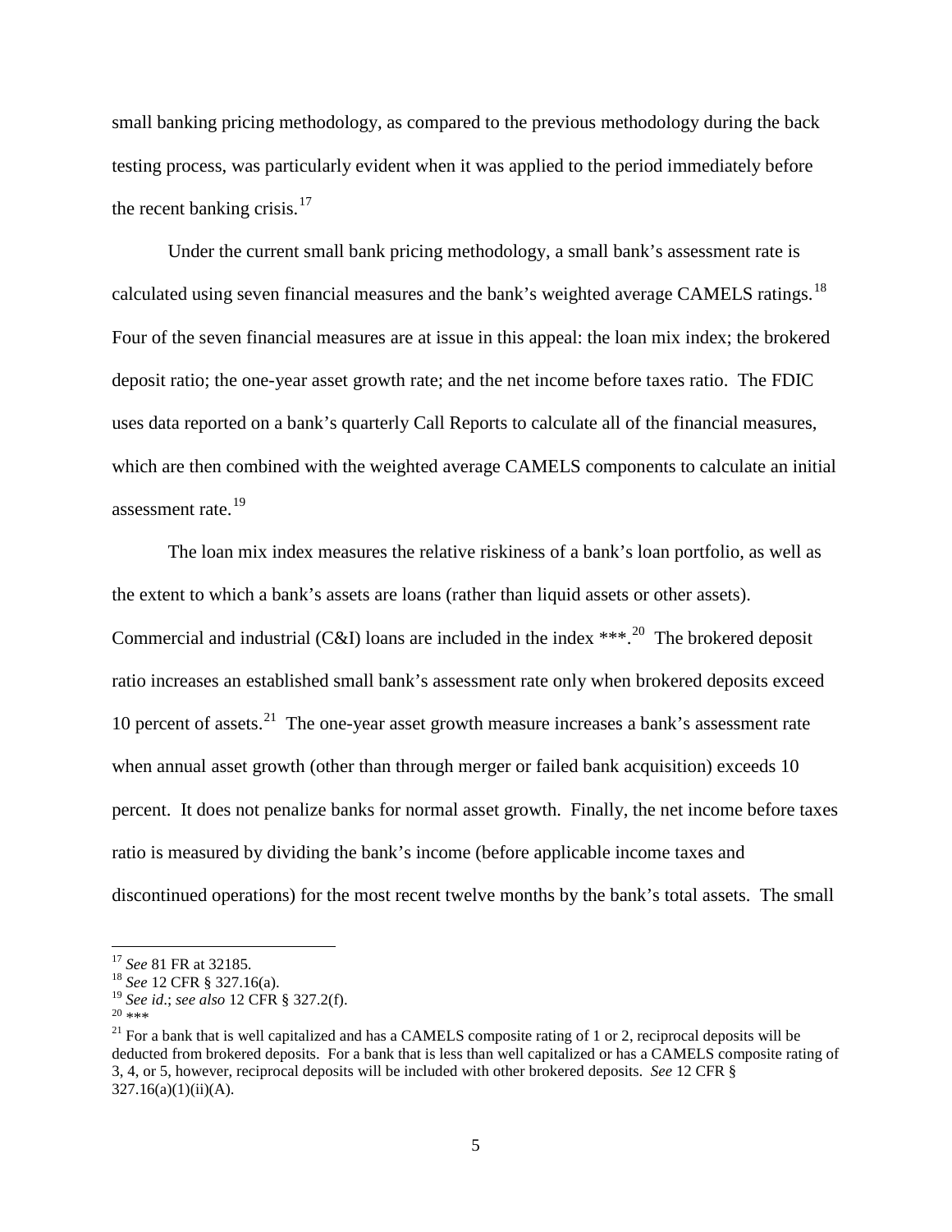small banking pricing methodology, as compared to the previous methodology during the back testing process, was particularly evident when it was applied to the period immediately before the recent banking crisis.[17]

Under the current small bank pricing methodology, a small bank's assessment rate is calculated using seven financial measures and the bank's weighted average CAMELS ratings.[18] Four of the seven financial measures are at issue in this appeal: the loan mix index; the brokered deposit ratio; the one-year asset growth rate; and the net income before taxes ratio. The FDIC uses data reported on a bank's quarterly Call Reports to calculate all of the financial measures, which are then combined with the weighted average CAMELS components to calculate an initial assessment rate.[19]

The loan mix index measures the relative riskiness of a bank's loan portfolio, as well as the extent to which a bank's assets are loans (rather than liquid assets or other assets). Commercial and industrial (C&I) loans are included in the index ***.[20] The brokered deposit ratio increases an established small bank's assessment rate only when brokered deposits exceed 10 percent of assets.[21] The one-year asset growth measure increases a bank's assessment rate when annual asset growth (other than through merger or failed bank acquisition) exceeds 10 percent. It does not penalize banks for normal asset growth. Finally, the net income before taxes ratio is measured by dividing the bank's income (before applicable income taxes and discontinued operations) for the most recent twelve months by the bank's total assets. The small

---

[17] *See* 81 FR at 32185.

[18] *See* 12 CFR § 327.16(a).

[19] *See id*.; *see also* 12 CFR § 327.2(f).

[20] ***

[21] For a bank that is well capitalized and has a CAMELS composite rating of 1 or 2, reciprocal deposits will be deducted from brokered deposits. For a bank that is less than well capitalized or has a CAMELS composite rating of 3, 4, or 5, however, reciprocal deposits will be included with other brokered deposits. *See* 12 CFR § 327.16(a)(1)(ii)(A).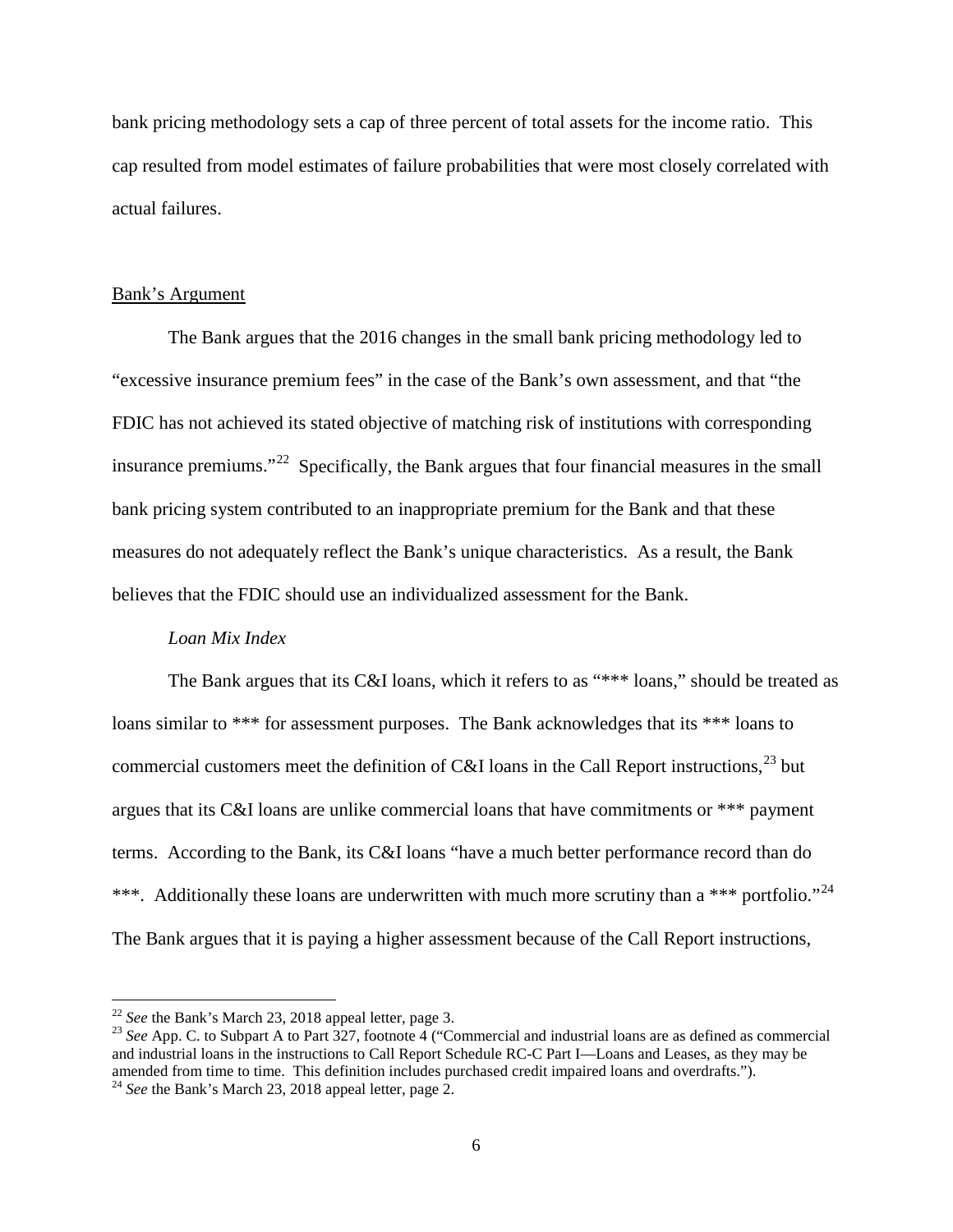bank pricing methodology sets a cap of three percent of total assets for the income ratio. This cap resulted from model estimates of failure probabilities that were most closely correlated with actual failures.

Bank's Argument

The Bank argues that the 2016 changes in the small bank pricing methodology led to "excessive insurance premium fees" in the case of the Bank's own assessment, and that "the FDIC has not achieved its stated objective of matching risk of institutions with corresponding insurance premiums."[22] Specifically, the Bank argues that four financial measures in the small bank pricing system contributed to an inappropriate premium for the Bank and that these measures do not adequately reflect the Bank's unique characteristics. As a result, the Bank believes that the FDIC should use an individualized assessment for the Bank.

*Loan Mix Index*

The Bank argues that its C&I loans, which it refers to as "*** loans," should be treated as loans similar to *** for assessment purposes. The Bank acknowledges that its *** loans to commercial customers meet the definition of C&I loans in the Call Report instructions,[23] but argues that its C&I loans are unlike commercial loans that have commitments or *** payment terms. According to the Bank, its C&I loans "have a much better performance record than do ***. Additionally these loans are underwritten with much more scrutiny than a *** portfolio."[24] The Bank argues that it is paying a higher assessment because of the Call Report instructions,

---

[22] *See* the Bank's March 23, 2018 appeal letter, page 3.

[23] *See* App. C. to Subpart A to Part 327, footnote 4 ("Commercial and industrial loans are as defined as commercial and industrial loans in the instructions to Call Report Schedule RC-C Part I—Loans and Leases, as they may be amended from time to time. This definition includes purchased credit impaired loans and overdrafts.").

[24] *See* the Bank's March 23, 2018 appeal letter, page 2.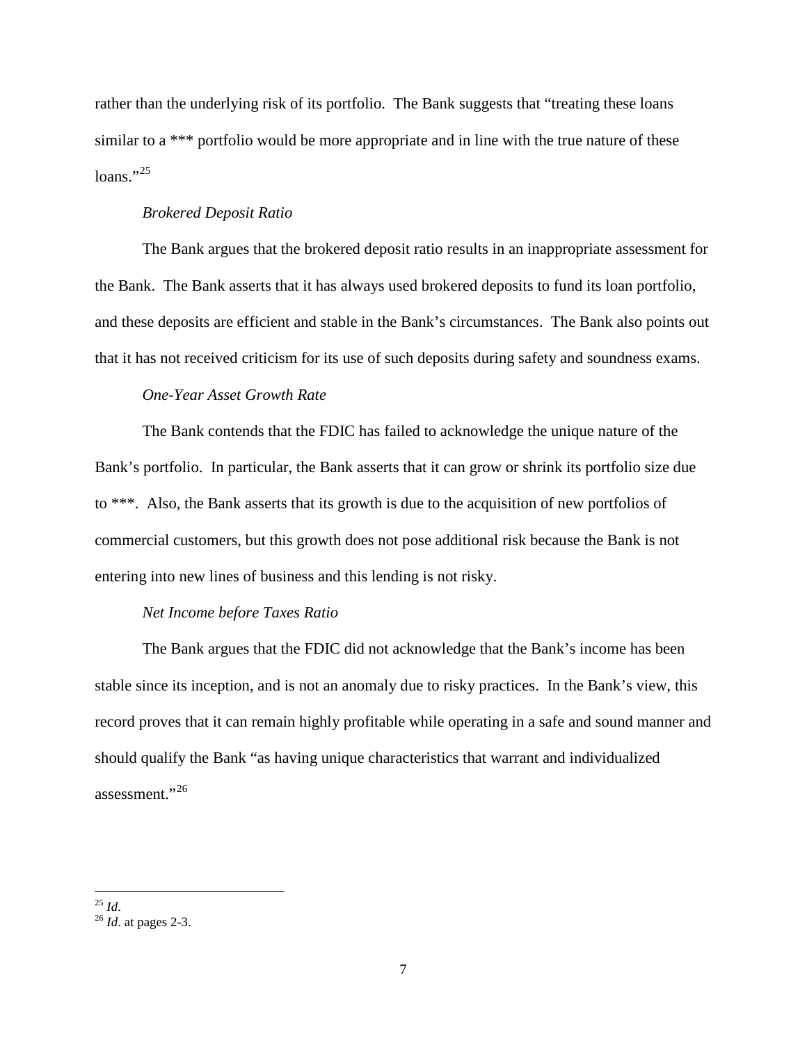rather than the underlying risk of its portfolio. The Bank suggests that "treating these loans similar to a *** portfolio would be more appropriate and in line with the true nature of these loans."[25]

*Brokered Deposit Ratio*

The Bank argues that the brokered deposit ratio results in an inappropriate assessment for the Bank. The Bank asserts that it has always used brokered deposits to fund its loan portfolio, and these deposits are efficient and stable in the Bank's circumstances. The Bank also points out that it has not received criticism for its use of such deposits during safety and soundness exams.

*One-Year Asset Growth Rate*

The Bank contends that the FDIC has failed to acknowledge the unique nature of the Bank's portfolio. In particular, the Bank asserts that it can grow or shrink its portfolio size due to ***. Also, the Bank asserts that its growth is due to the acquisition of new portfolios of commercial customers, but this growth does not pose additional risk because the Bank is not entering into new lines of business and this lending is not risky.

*Net Income before Taxes Ratio*

The Bank argues that the FDIC did not acknowledge that the Bank's income has been stable since its inception, and is not an anomaly due to risky practices. In the Bank's view, this record proves that it can remain highly profitable while operating in a safe and sound manner and should qualify the Bank "as having unique characteristics that warrant and individualized assessment."[26]

---

[25] *Id*.
[26] *Id*. at pages 2-3.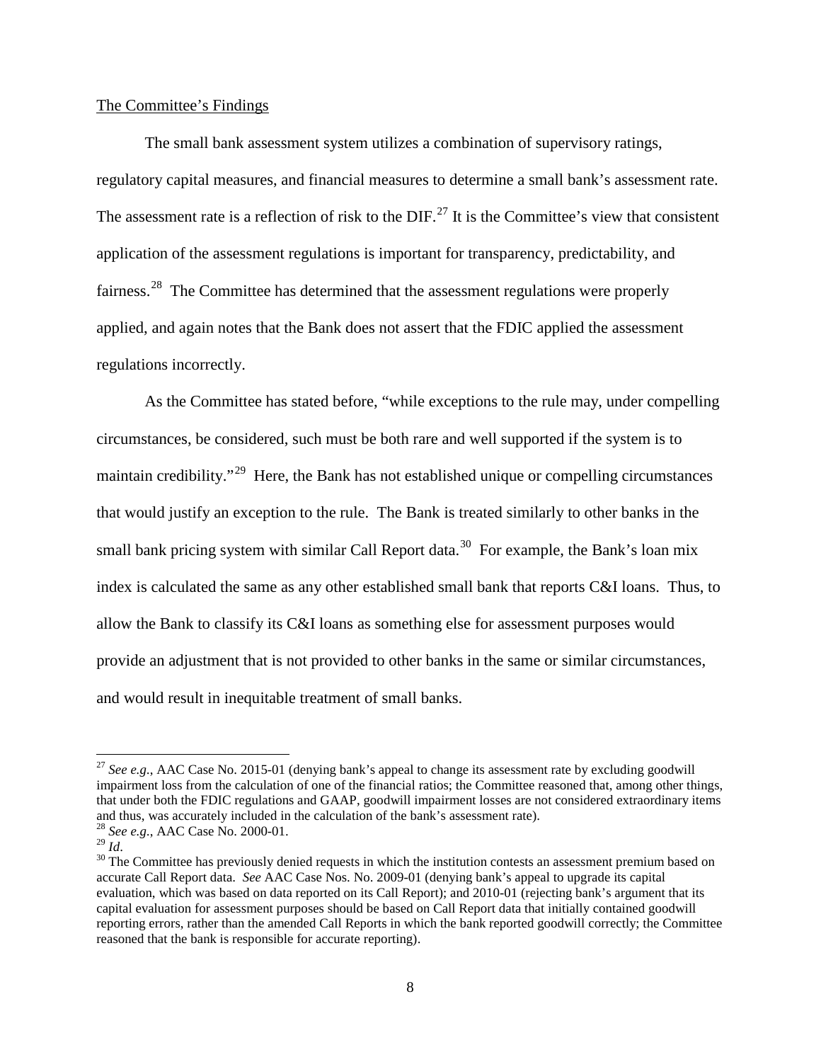The Committee's Findings

The small bank assessment system utilizes a combination of supervisory ratings, regulatory capital measures, and financial measures to determine a small bank's assessment rate. The assessment rate is a reflection of risk to the DIF.[27] It is the Committee's view that consistent application of the assessment regulations is important for transparency, predictability, and fairness.[28] The Committee has determined that the assessment regulations were properly applied, and again notes that the Bank does not assert that the FDIC applied the assessment regulations incorrectly.

As the Committee has stated before, "while exceptions to the rule may, under compelling circumstances, be considered, such must be both rare and well supported if the system is to maintain credibility."[29] Here, the Bank has not established unique or compelling circumstances that would justify an exception to the rule. The Bank is treated similarly to other banks in the small bank pricing system with similar Call Report data.[30] For example, the Bank's loan mix index is calculated the same as any other established small bank that reports C&I loans. Thus, to allow the Bank to classify its C&I loans as something else for assessment purposes would provide an adjustment that is not provided to other banks in the same or similar circumstances, and would result in inequitable treatment of small banks.

---

[27] *See e.g.*, AAC Case No. 2015-01 (denying bank's appeal to change its assessment rate by excluding goodwill impairment loss from the calculation of one of the financial ratios; the Committee reasoned that, among other things, that under both the FDIC regulations and GAAP, goodwill impairment losses are not considered extraordinary items and thus, was accurately included in the calculation of the bank's assessment rate).

[28] *See e.g.*, AAC Case No. 2000-01.

[29] *Id*.

[30] The Committee has previously denied requests in which the institution contests an assessment premium based on accurate Call Report data. *See* AAC Case Nos. No. 2009-01 (denying bank's appeal to upgrade its capital evaluation, which was based on data reported on its Call Report); and 2010-01 (rejecting bank's argument that its capital evaluation for assessment purposes should be based on Call Report data that initially contained goodwill reporting errors, rather than the amended Call Reports in which the bank reported goodwill correctly; the Committee reasoned that the bank is responsible for accurate reporting).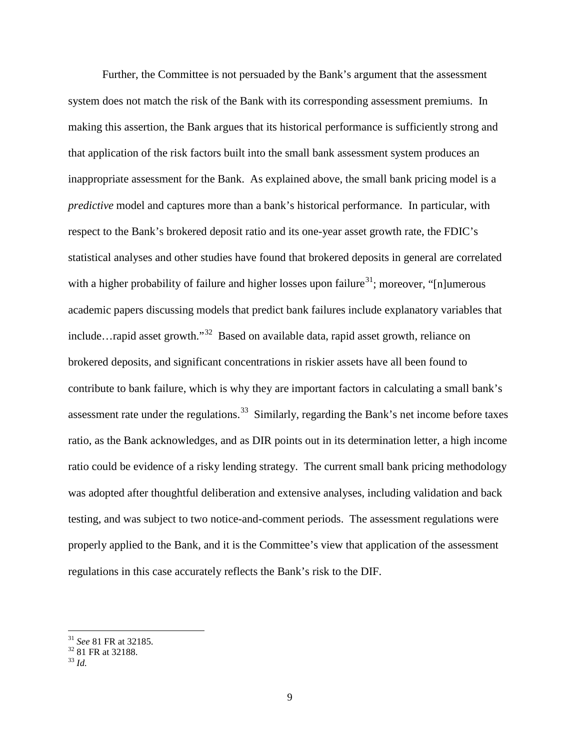Further, the Committee is not persuaded by the Bank's argument that the assessment system does not match the risk of the Bank with its corresponding assessment premiums. In making this assertion, the Bank argues that its historical performance is sufficiently strong and that application of the risk factors built into the small bank assessment system produces an inappropriate assessment for the Bank. As explained above, the small bank pricing model is a *predictive* model and captures more than a bank's historical performance. In particular, with respect to the Bank's brokered deposit ratio and its one-year asset growth rate, the FDIC's statistical analyses and other studies have found that brokered deposits in general are correlated with a higher probability of failure and higher losses upon failure[31]; moreover, "[n]umerous academic papers discussing models that predict bank failures include explanatory variables that include…rapid asset growth."[32] Based on available data, rapid asset growth, reliance on brokered deposits, and significant concentrations in riskier assets have all been found to contribute to bank failure, which is why they are important factors in calculating a small bank's assessment rate under the regulations.[33] Similarly, regarding the Bank's net income before taxes ratio, as the Bank acknowledges, and as DIR points out in its determination letter, a high income ratio could be evidence of a risky lending strategy. The current small bank pricing methodology was adopted after thoughtful deliberation and extensive analyses, including validation and back testing, and was subject to two notice-and-comment periods. The assessment regulations were properly applied to the Bank, and it is the Committee's view that application of the assessment regulations in this case accurately reflects the Bank's risk to the DIF.

---

[31] *See* 81 FR at 32185.

[32] 81 FR at 32188.

[33] *Id.*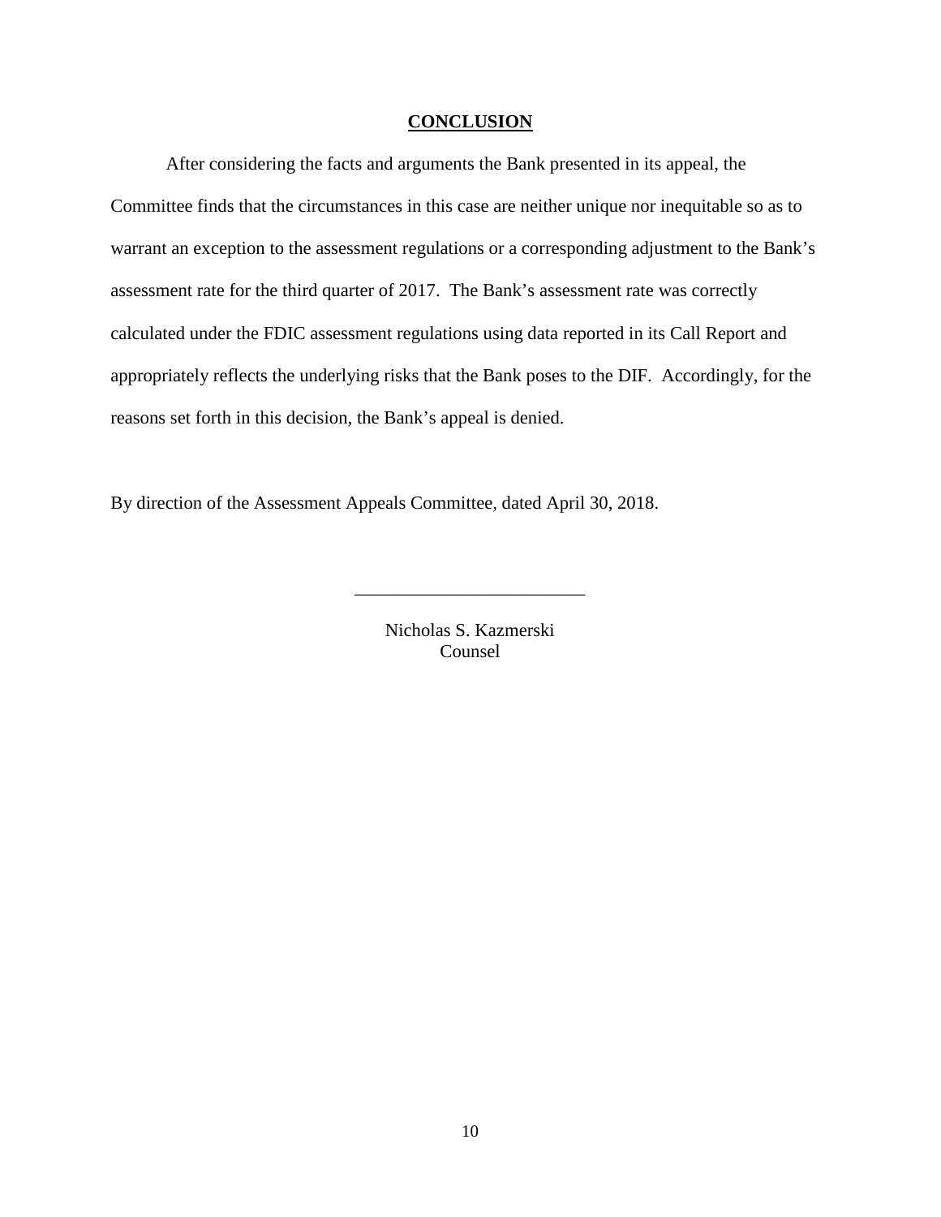## CONCLUSION

After considering the facts and arguments the Bank presented in its appeal, the Committee finds that the circumstances in this case are neither unique nor inequitable so as to warrant an exception to the assessment regulations or a corresponding adjustment to the Bank's assessment rate for the third quarter of 2017. The Bank's assessment rate was correctly calculated under the FDIC assessment regulations using data reported in its Call Report and appropriately reflects the underlying risks that the Bank poses to the DIF. Accordingly, for the reasons set forth in this decision, the Bank's appeal is denied.

By direction of the Assessment Appeals Committee, dated April 30, 2018.

\_\_\_\_\_\_\_\_\_\_\_\_\_\_\_\_\_\_\_\_\_\_\_\_\_

Nicholas S. Kazmerski
Counsel